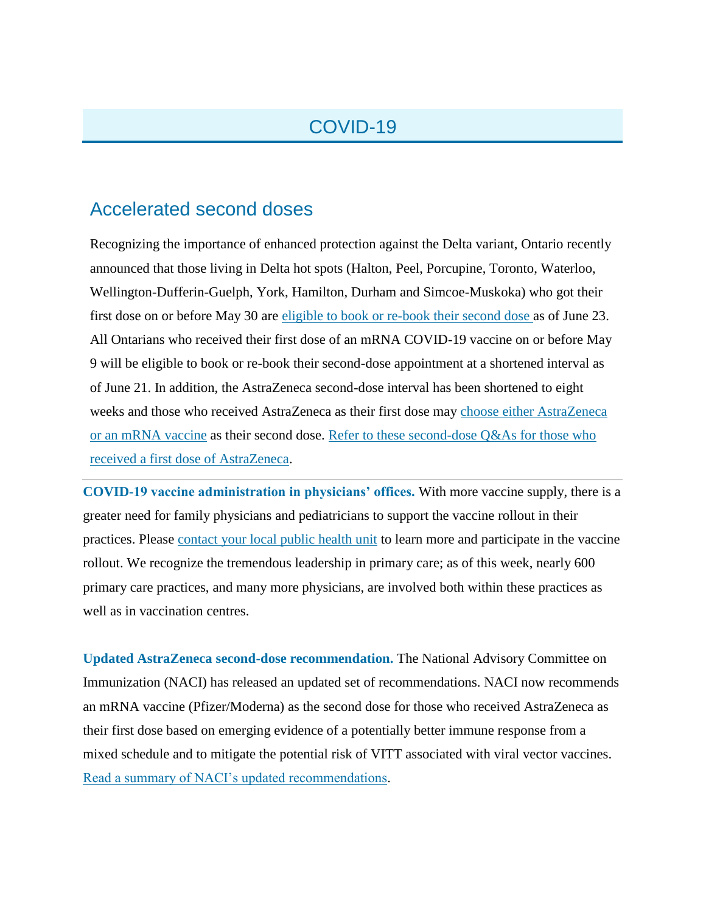# COVID-19

## Accelerated second doses

Recognizing the importance of enhanced protection against the Delta variant, Ontario recently announced that those living in Delta hot spots (Halton, Peel, Porcupine, Toronto, Waterloo, Wellington-Dufferin-Guelph, York, Hamilton, Durham and Simcoe-Muskoka) who got their first dose on or before May 30 are eligible to book or re-book their second dose as of June 23. All Ontarians who received their first dose of an mRNA COVID-19 vaccine on or before May 9 will be eligible to book or re-book their second-dose appointment at a shortened interval as of June 21. In addition, the AstraZeneca second-dose interval has been shortened to eight weeks and those who received AstraZeneca as their first dose may choose either AstraZeneca or an mRNA vaccine as their second dose. Refer to these second-dose Q&As for those who received a first dose of AstraZeneca.

---

**COVID-19 vaccine administration in physicians' offices.** With more vaccine supply, there is a greater need for family physicians and pediatricians to support the vaccine rollout in their practices. Please contact your local public health unit to learn more and participate in the vaccine rollout. We recognize the tremendous leadership in primary care; as of this week, nearly 600 primary care practices, and many more physicians, are involved both within these practices as well as in vaccination centres.

**Updated AstraZeneca second-dose recommendation.** The National Advisory Committee on Immunization (NACI) has released an updated set of recommendations. NACI now recommends an mRNA vaccine (Pfizer/Moderna) as the second dose for those who received AstraZeneca as their first dose based on emerging evidence of a potentially better immune response from a mixed schedule and to mitigate the potential risk of VITT associated with viral vector vaccines. Read a summary of NACI's updated recommendations.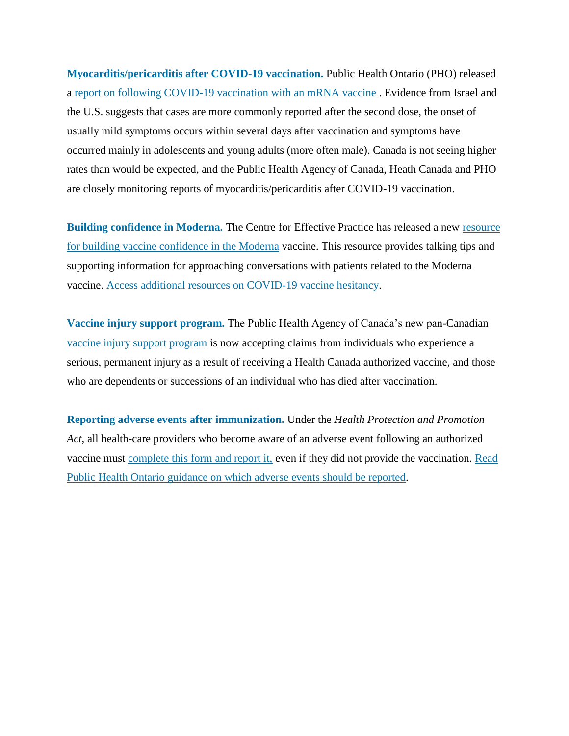**Myocarditis/pericarditis after COVID-19 vaccination.** Public Health Ontario (PHO) released a report on following COVID-19 vaccination with an mRNA vaccine . Evidence from Israel and the U.S. suggests that cases are more commonly reported after the second dose, the onset of usually mild symptoms occurs within several days after vaccination and symptoms have occurred mainly in adolescents and young adults (more often male). Canada is not seeing higher rates than would be expected, and the Public Health Agency of Canada, Heath Canada and PHO are closely monitoring reports of myocarditis/pericarditis after COVID-19 vaccination.

**Building confidence in Moderna.** The Centre for Effective Practice has released a new resource for building vaccine confidence in the Moderna vaccine. This resource provides talking tips and supporting information for approaching conversations with patients related to the Moderna vaccine. Access additional resources on COVID-19 vaccine hesitancy.

**Vaccine injury support program.** The Public Health Agency of Canada's new pan-Canadian vaccine injury support program is now accepting claims from individuals who experience a serious, permanent injury as a result of receiving a Health Canada authorized vaccine, and those who are dependents or successions of an individual who has died after vaccination.

**Reporting adverse events after immunization.** Under the *Health Protection and Promotion Act,* all health-care providers who become aware of an adverse event following an authorized vaccine must complete this form and report it, even if they did not provide the vaccination. Read Public Health Ontario guidance on which adverse events should be reported.